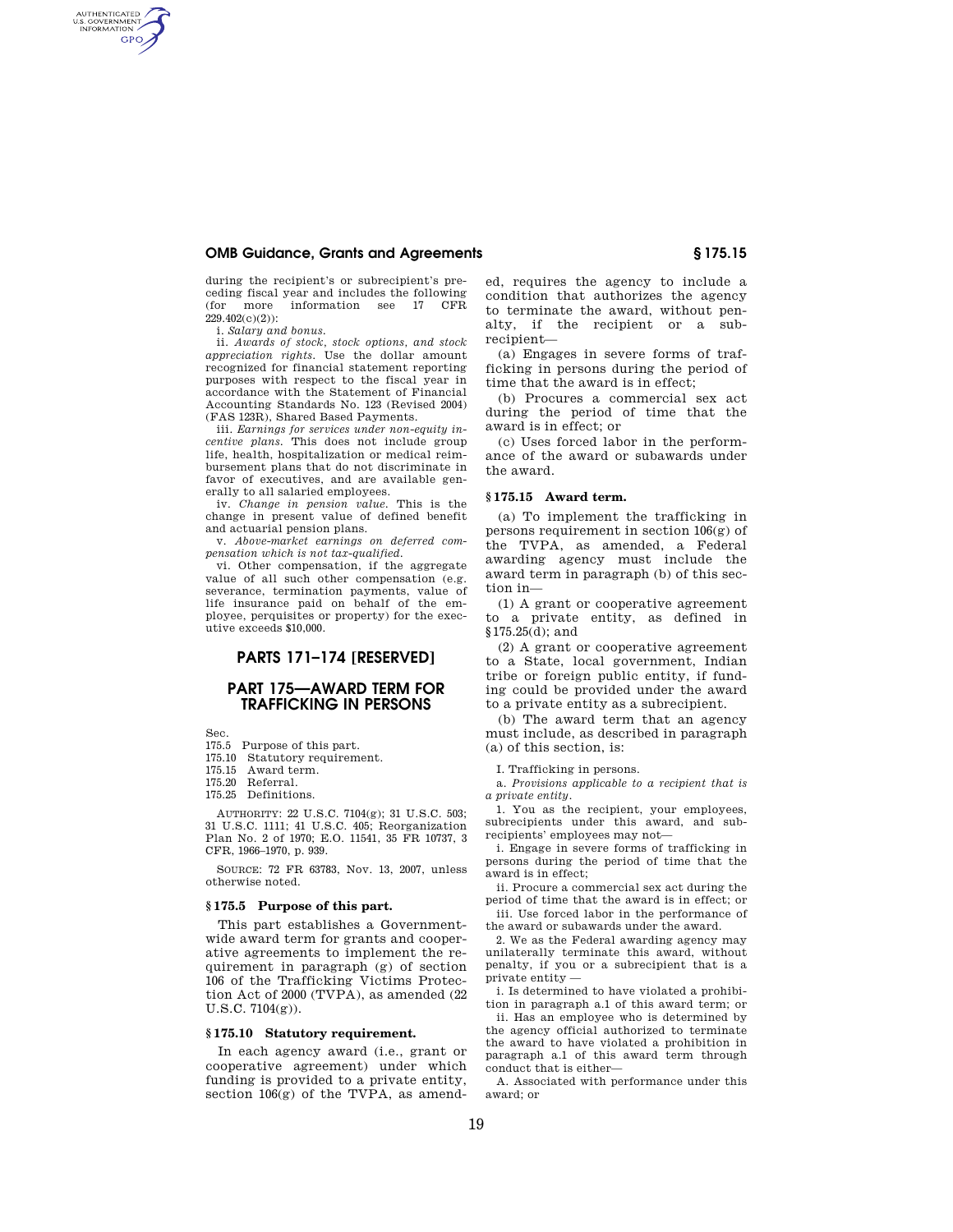during the recipient's or subrecipient's preceding fiscal year and includes the following (for more information see 17 CFR 229.402(c)(2)):

i. *Salary and bonus.*

ii. *Awards of stock, stock options, and stock appreciation rights.* Use the dollar amount recognized for financial statement reporting purposes with respect to the fiscal year in accordance with the Statement of Financial Accounting Standards No. 123 (Revised 2004) (FAS 123R), Shared Based Payments.

iii. *Earnings for services under non-equity incentive plans.* This does not include group life, health, hospitalization or medical reimbursement plans that do not discriminate in favor of executives, and are available generally to all salaried employees.

iv. *Change in pension value.* This is the change in present value of defined benefit and actuarial pension plans.

v. *Above-market earnings on deferred compensation which is not tax-qualified.*

vi. Other compensation, if the aggregate value of all such other compensation (e.g. severance, termination payments, value of life insurance paid on behalf of the employee, perquisites or property) for the executive exceeds $10,000.

## PARTS 171–174 [RESERVED]

## PART 175—AWARD TERM FOR TRAFFICKING IN PERSONS

Sec.
175.5 Purpose of this part.
175.10 Statutory requirement.
175.15 Award term.
175.20 Referral.
175.25 Definitions.

AUTHORITY: 22 U.S.C. 7104(g); 31 U.S.C. 503; 31 U.S.C. 1111; 41 U.S.C. 405; Reorganization Plan No. 2 of 1970; E.O. 11541, 35 FR 10737, 3 CFR, 1966–1970, p. 939.

SOURCE: 72 FR 63783, Nov. 13, 2007, unless otherwise noted.

### § 175.5 Purpose of this part.

This part establishes a Government-wide award term for grants and cooperative agreements to implement the requirement in paragraph (g) of section 106 of the Trafficking Victims Protection Act of 2000 (TVPA), as amended (22 U.S.C. 7104(g)).

### § 175.10 Statutory requirement.

In each agency award (i.e., grant or cooperative agreement) under which funding is provided to a private entity, section 106(g) of the TVPA, as amended, requires the agency to include a condition that authorizes the agency to terminate the award, without penalty, if the recipient or a subrecipient—

(a) Engages in severe forms of trafficking in persons during the period of time that the award is in effect;

(b) Procures a commercial sex act during the period of time that the award is in effect; or

(c) Uses forced labor in the performance of the award or subawards under the award.

### § 175.15 Award term.

(a) To implement the trafficking in persons requirement in section 106(g) of the TVPA, as amended, a Federal awarding agency must include the award term in paragraph (b) of this section in—

(1) A grant or cooperative agreement to a private entity, as defined in §175.25(d); and

(2) A grant or cooperative agreement to a State, local government, Indian tribe or foreign public entity, if funding could be provided under the award to a private entity as a subrecipient.

(b) The award term that an agency must include, as described in paragraph (a) of this section, is:

I. Trafficking in persons.

a. *Provisions applicable to a recipient that is a private entity.*

1. You as the recipient, your employees, subrecipients under this award, and subrecipients' employees may not—

i. Engage in severe forms of trafficking in persons during the period of time that the award is in effect;

ii. Procure a commercial sex act during the period of time that the award is in effect; or

iii. Use forced labor in the performance of the award or subawards under the award.

2. We as the Federal awarding agency may unilaterally terminate this award, without penalty, if you or a subrecipient that is a private entity —

i. Is determined to have violated a prohibition in paragraph a.1 of this award term; or

ii. Has an employee who is determined by the agency official authorized to terminate the award to have violated a prohibition in paragraph a.1 of this award term through conduct that is either—

A. Associated with performance under this award; or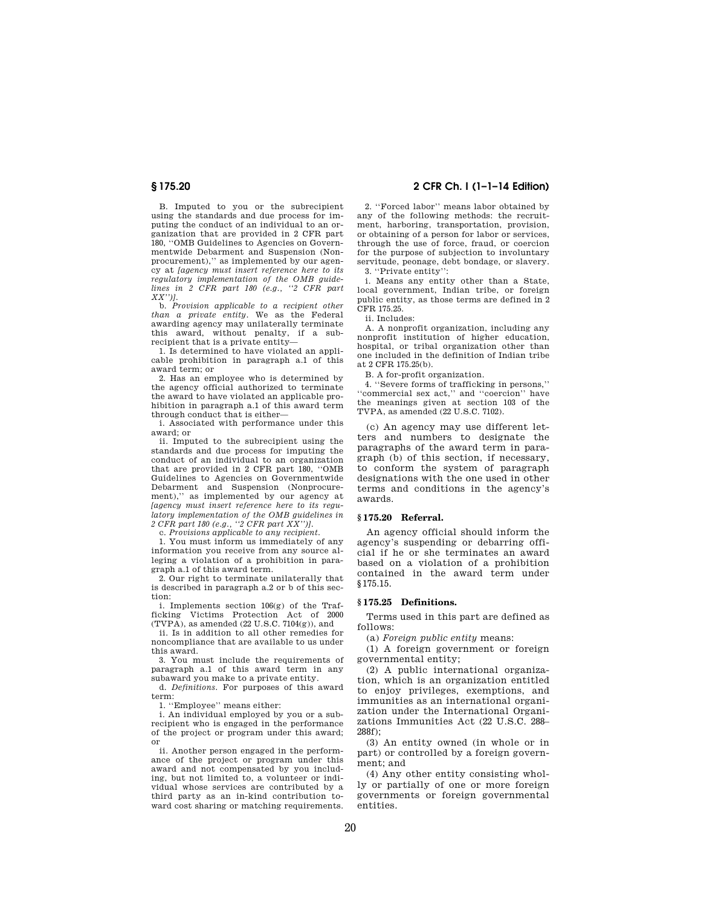B. Imputed to you or the subrecipient using the standards and due process for imputing the conduct of an individual to an organization that are provided in 2 CFR part 180, ''OMB Guidelines to Agencies on Governmentwide Debarment and Suspension (Nonprocurement),'' as implemented by our agency at *[agency must insert reference here to its regulatory implementation of the OMB guidelines in 2 CFR part 180 (e.g., ''2 CFR part XX'')]*.

b. *Provision applicable to a recipient other than a private entity*. We as the Federal awarding agency may unilaterally terminate this award, without penalty, if a subrecipient that is a private entity—

1. Is determined to have violated an applicable prohibition in paragraph a.1 of this award term; or

2. Has an employee who is determined by the agency official authorized to terminate the award to have violated an applicable prohibition in paragraph a.1 of this award term through conduct that is either—

i. Associated with performance under this award; or

ii. Imputed to the subrecipient using the standards and due process for imputing the conduct of an individual to an organization that are provided in 2 CFR part 180, ''OMB Guidelines to Agencies on Governmentwide Debarment and Suspension (Nonprocurement),'' as implemented by our agency at *[agency must insert reference here to its regulatory implementation of the OMB guidelines in 2 CFR part 180 (e.g., ''2 CFR part XX'')]*.

c. *Provisions applicable to any recipient*.

1. You must inform us immediately of any information you receive from any source alleging a violation of a prohibition in paragraph a.1 of this award term.

2. Our right to terminate unilaterally that is described in paragraph a.2 or b of this section:

i. Implements section 106(g) of the Trafficking Victims Protection Act of 2000 (TVPA), as amended (22 U.S.C. 7104(g)), and

ii. Is in addition to all other remedies for noncompliance that are available to us under this award.

3. You must include the requirements of paragraph a.1 of this award term in any subaward you make to a private entity.

d. *Definitions*. For purposes of this award term:

1. ''Employee'' means either:

i. An individual employed by you or a subrecipient who is engaged in the performance of the project or program under this award; or

ii. Another person engaged in the performance of the project or program under this award and not compensated by you including, but not limited to, a volunteer or individual whose services are contributed by a third party as an in-kind contribution toward cost sharing or matching requirements.

2. ''Forced labor'' means labor obtained by any of the following methods: the recruitment, harboring, transportation, provision, or obtaining of a person for labor or services, through the use of force, fraud, or coercion for the purpose of subjection to involuntary servitude, peonage, debt bondage, or slavery.

3. ''Private entity'':

i. Means any entity other than a State, local government, Indian tribe, or foreign public entity, as those terms are defined in 2 CFR 175.25.

ii. Includes:

A. A nonprofit organization, including any nonprofit institution of higher education, hospital, or tribal organization other than one included in the definition of Indian tribe at 2 CFR 175.25(b).

B. A for-profit organization.

4. ''Severe forms of trafficking in persons,'' ''commercial sex act,'' and ''coercion'' have the meanings given at section 103 of the TVPA, as amended (22 U.S.C. 7102).

(c) An agency may use different letters and numbers to designate the paragraphs of the award term in paragraph (b) of this section, if necessary, to conform the system of paragraph designations with the one used in other terms and conditions in the agency's awards.

### § 175.20 Referral.

An agency official should inform the agency's suspending or debarring official if he or she terminates an award based on a violation of a prohibition contained in the award term under §175.15.

### § 175.25 Definitions.

Terms used in this part are defined as follows:

(a) *Foreign public entity* means:

(1) A foreign government or foreign governmental entity;

(2) A public international organization, which is an organization entitled to enjoy privileges, exemptions, and immunities as an international organization under the International Organizations Immunities Act (22 U.S.C. 288–288f);

(3) An entity owned (in whole or in part) or controlled by a foreign government; and

(4) Any other entity consisting wholly or partially of one or more foreign governments or foreign governmental entities.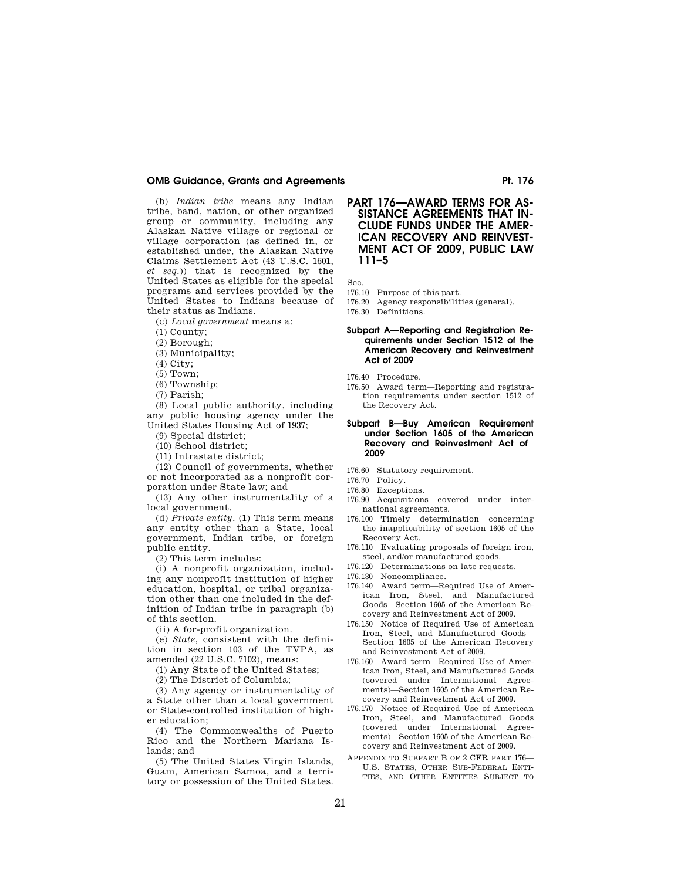(b) *Indian tribe* means any Indian tribe, band, nation, or other organized group or community, including any Alaskan Native village or regional or village corporation (as defined in, or established under, the Alaskan Native Claims Settlement Act (43 U.S.C. 1601, *et seq.*)) that is recognized by the United States as eligible for the special programs and services provided by the United States to Indians because of their status as Indians.

(c) *Local government* means a:

(1) County;

(2) Borough;

(3) Municipality;

(4) City;

(5) Town;

(6) Township;

(7) Parish;

(8) Local public authority, including any public housing agency under the United States Housing Act of 1937;

(9) Special district;

(10) School district;

(11) Intrastate district;

(12) Council of governments, whether or not incorporated as a nonprofit corporation under State law; and

(13) Any other instrumentality of a local government.

(d) *Private entity*. (1) This term means any entity other than a State, local government, Indian tribe, or foreign public entity.

(2) This term includes:

(i) A nonprofit organization, including any nonprofit institution of higher education, hospital, or tribal organization other than one included in the definition of Indian tribe in paragraph (b) of this section.

(ii) A for-profit organization.

(e) *State*, consistent with the definition in section 103 of the TVPA, as amended (22 U.S.C. 7102), means:

(1) Any State of the United States;

(2) The District of Columbia;

(3) Any agency or instrumentality of a State other than a local government or State-controlled institution of higher education;

(4) The Commonwealths of Puerto Rico and the Northern Mariana Islands; and

(5) The United States Virgin Islands, Guam, American Samoa, and a territory or possession of the United States.

# PART 176—AWARD TERMS FOR ASSISTANCE AGREEMENTS THAT INCLUDE FUNDS UNDER THE AMERICAN RECOVERY AND REINVESTMENT ACT OF 2009, PUBLIC LAW 111–5

Sec.

176.10 Purpose of this part.

176.20 Agency responsibilities (general).

176.30 Definitions.

## Subpart A—Reporting and Registration Requirements under Section 1512 of the American Recovery and Reinvestment Act of 2009

176.40 Procedure.

176.50 Award term—Reporting and registration requirements under section 1512 of the Recovery Act.

## Subpart B—Buy American Requirement under Section 1605 of the American Recovery and Reinvestment Act of 2009

176.60 Statutory requirement.

176.70 Policy.

176.80 Exceptions.

176.90 Acquisitions covered under international agreements.

176.100 Timely determination concerning the inapplicability of section 1605 of the Recovery Act.

176.110 Evaluating proposals of foreign iron, steel, and/or manufactured goods.

176.120 Determinations on late requests.

176.130 Noncompliance.

176.140 Award term—Required Use of American Iron, Steel, and Manufactured Goods—Section 1605 of the American Recovery and Reinvestment Act of 2009.

176.150 Notice of Required Use of American Iron, Steel, and Manufactured Goods—Section 1605 of the American Recovery and Reinvestment Act of 2009.

176.160 Award term—Required Use of American Iron, Steel, and Manufactured Goods (covered under International Agreements)—Section 1605 of the American Recovery and Reinvestment Act of 2009.

176.170 Notice of Required Use of American Iron, Steel, and Manufactured Goods (covered under International Agreements)—Section 1605 of the American Recovery and Reinvestment Act of 2009.

APPENDIX TO SUBPART B OF 2 CFR PART 176—U.S. STATES, OTHER SUB-FEDERAL ENTITIES, AND OTHER ENTITIES SUBJECT TO